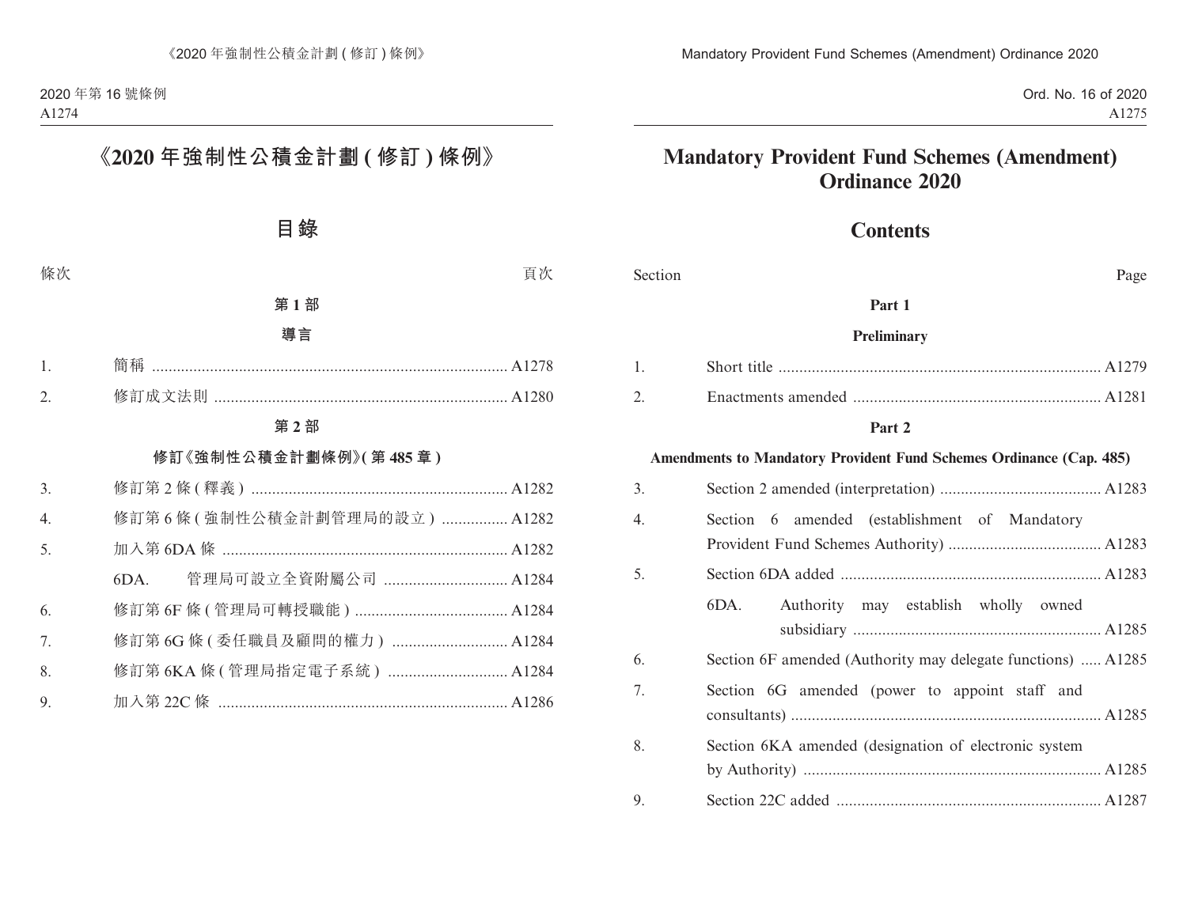# 《2020 年強制性公積金計劃 ( 修訂 ) 條例》

## 目錄

| 條次 | | 頁次 |
|---|---|---|
| | **第 1 部** | |
| | **導言** | |
| 1. | 簡稱 | A1278 |
| 2. | 修訂成文法則 | A1280 |
| | **第 2 部** | |
| | **修訂《強制性公積金計劃條例》( 第 485 章 )** | |
| 3. | 修訂第 2 條 ( 釋義 ) | A1282 |
| 4. | 修訂第 6 條 ( 強制性公積金計劃管理局的設立 ) | A1282 |
| 5. | 加入第 6DA 條 | A1282 |
| | 6DA. 管理局可設立全資附屬公司 | A1284 |
| 6. | 修訂第 6F 條 ( 管理局可轉授職能 ) | A1284 |
| 7. | 修訂第 6G 條 ( 委任職員及顧問的權力 ) | A1284 |
| 8. | 修訂第 6KA 條 ( 管理局指定電子系統 ) | A1284 |
| 9. | 加入第 22C 條 | A1286 |

# Mandatory Provident Fund Schemes (Amendment) Ordinance 2020

## Contents

| Section | | Page |
|---|---|---|
| | **Part 1** | |
| | **Preliminary** | |
| 1. | Short title | A1279 |
| 2. | Enactments amended | A1281 |
| | **Part 2** | |
| | **Amendments to Mandatory Provident Fund Schemes Ordinance (Cap. 485)** | |
| 3. | Section 2 amended (interpretation) | A1283 |
| 4. | Section 6 amended (establishment of Mandatory Provident Fund Schemes Authority) | A1283 |
| 5. | Section 6DA added | A1283 |
| | 6DA. Authority may establish wholly owned subsidiary | A1285 |
| 6. | Section 6F amended (Authority may delegate functions) | A1285 |
| 7. | Section 6G amended (power to appoint staff and consultants) | A1285 |
| 8. | Section 6KA amended (designation of electronic system by Authority) | A1285 |
| 9. | Section 22C added | A1287 |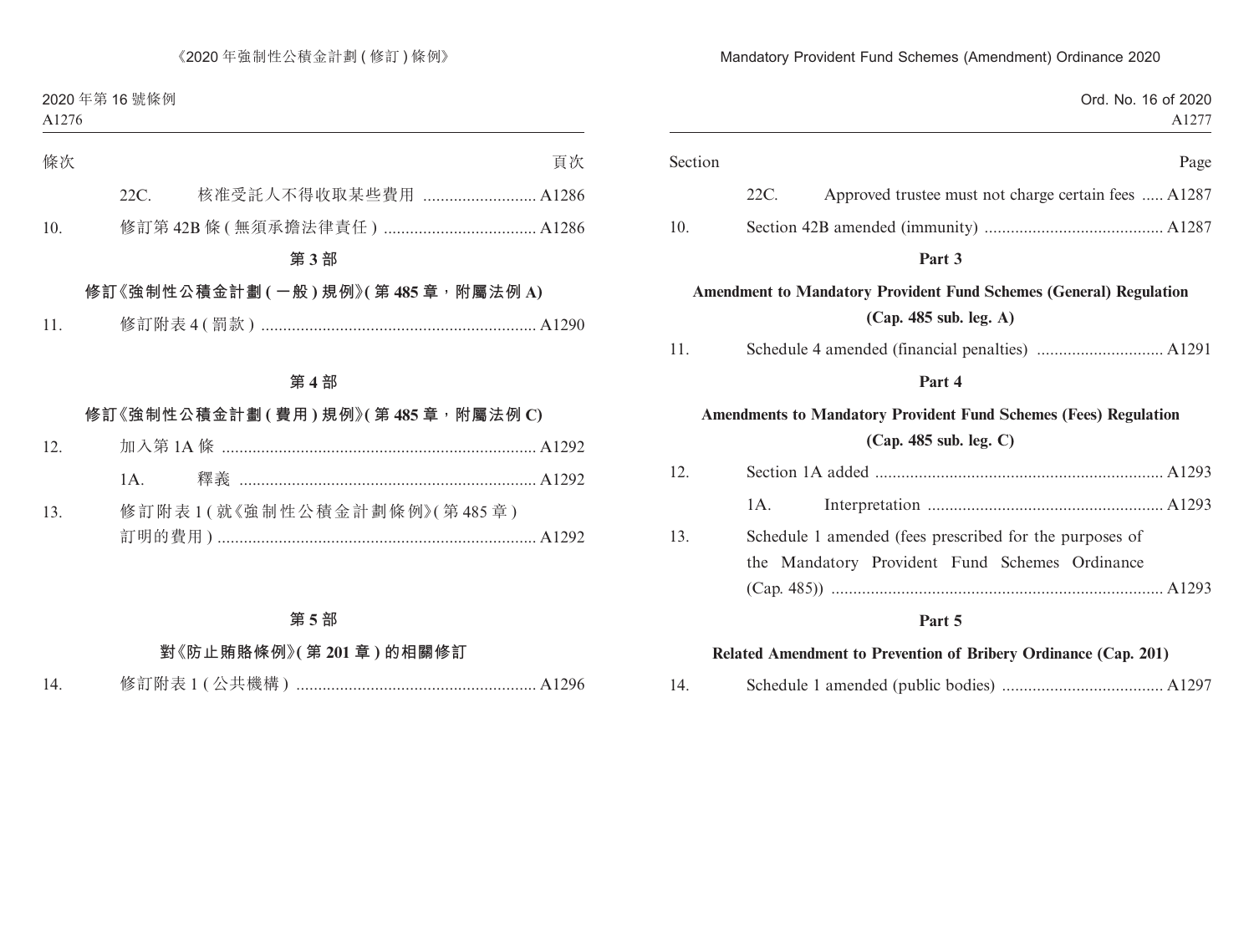| 條次 | | | 頁次 |
|---|---|---|---|
| | 22C. | 核准受託人不得收取某些費用 | A1286 |
| 10. | | 修訂第 42B 條 ( 無須承擔法律責任 ) | A1286 |

**第 3 部**

**修訂《強制性公積金計劃 ( 一般 ) 規例》( 第 485 章，附屬法例 A)**

| | | | |
|---|---|---|---|
| 11. | | 修訂附表 4 ( 罰款 ) | A1290 |

**第 4 部**

**修訂《強制性公積金計劃 ( 費用 ) 規例》( 第 485 章，附屬法例 C)**

| | | | |
|---|---|---|---|
| 12. | | 加入第 1A 條 | A1292 |
| | 1A. | 釋義 | A1292 |
| 13. | | 修訂附表 1 ( 就《強制性公積金計劃條例》( 第 485 章 ) 訂明的費用 ) | A1292 |

**第 5 部**

**對《防止賄賂條例》( 第 201 章 ) 的相關修訂**

| | | | |
|---|---|---|---|
| 14. | | 修訂附表 1 ( 公共機構 ) | A1296 |

| Section | | | Page |
|---|---|---|---|
| | 22C. | Approved trustee must not charge certain fees | A1287 |
| 10. | | Section 42B amended (immunity) | A1287 |

**Part 3**

**Amendment to Mandatory Provident Fund Schemes (General) Regulation (Cap. 485 sub. leg. A)**

| | | | |
|---|---|---|---|
| 11. | | Schedule 4 amended (financial penalties) | A1291 |

**Part 4**

**Amendments to Mandatory Provident Fund Schemes (Fees) Regulation (Cap. 485 sub. leg. C)**

| | | | |
|---|---|---|---|
| 12. | | Section 1A added | A1293 |
| | 1A. | Interpretation | A1293 |
| 13. | | Schedule 1 amended (fees prescribed for the purposes of the Mandatory Provident Fund Schemes Ordinance (Cap. 485)) | A1293 |

**Part 5**

**Related Amendment to Prevention of Bribery Ordinance (Cap. 201)**

| | | | |
|---|---|---|---|
| 14. | | Schedule 1 amended (public bodies) | A1297 |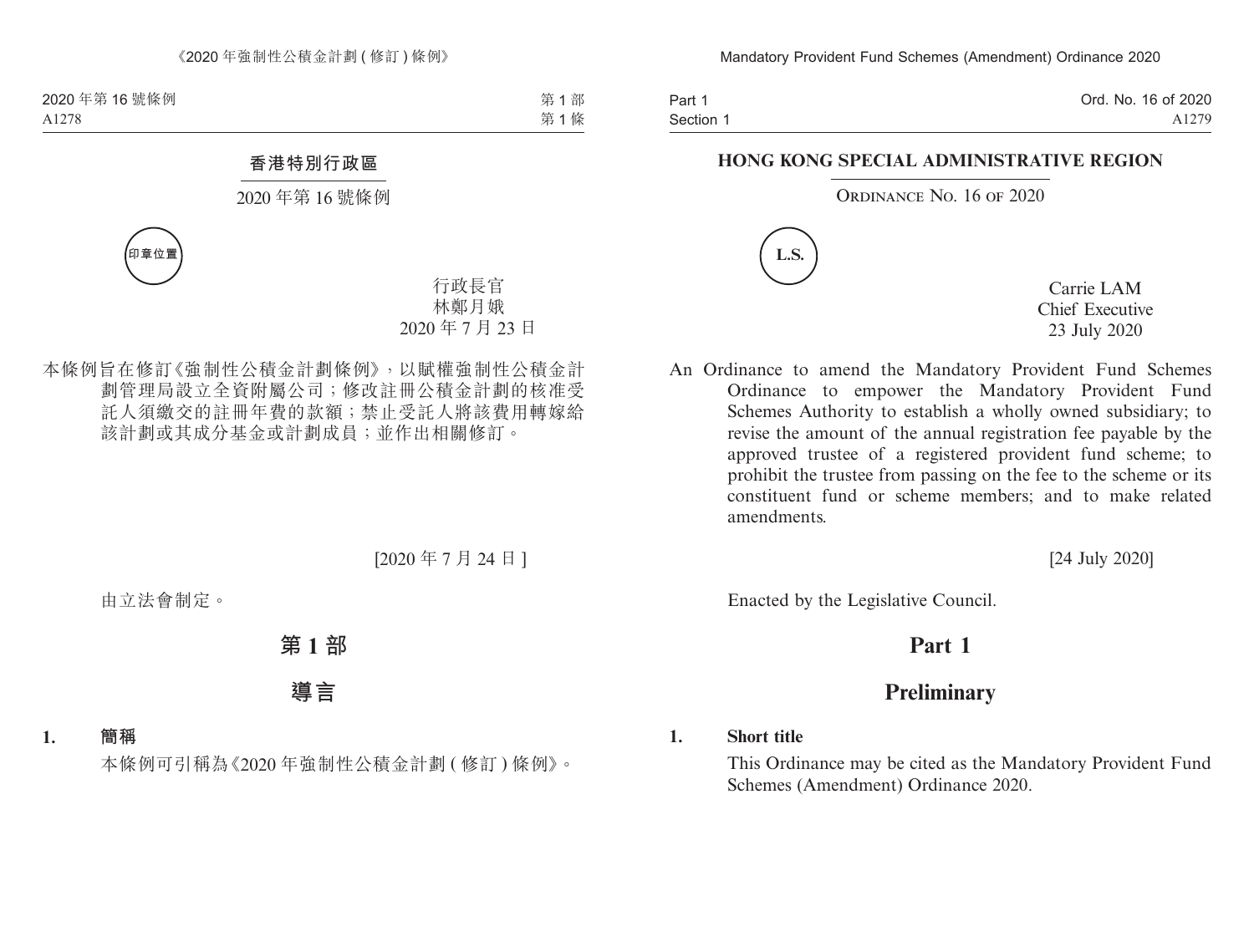# 香港特別行政區

## 2020 年第 16 號條例

印章位置

行政長官
林鄭月娥
2020 年 7 月 23 日

本條例旨在修訂《強制性公積金計劃條例》，以賦權強制性公積金計劃管理局設立全資附屬公司；修改註冊公積金計劃的核准受託人須繳交的註冊年費的款額；禁止受託人將該費用轉嫁給該計劃或其成分基金或計劃成員；並作出相關修訂。

[2020 年 7 月 24 日]

由立法會制定。

## 第 1 部

## 導言

**1. 簡稱**

本條例可引稱為《2020 年強制性公積金計劃 ( 修訂 ) 條例》。

# HONG KONG SPECIAL ADMINISTRATIVE REGION

## Ordinance No. 16 of 2020

L.S.

Carrie LAM
Chief Executive
23 July 2020

An Ordinance to amend the Mandatory Provident Fund Schemes Ordinance to empower the Mandatory Provident Fund Schemes Authority to establish a wholly owned subsidiary; to revise the amount of the annual registration fee payable by the approved trustee of a registered provident fund scheme; to prohibit the trustee from passing on the fee to the scheme or its constituent fund or scheme members; and to make related amendments.

[24 July 2020]

Enacted by the Legislative Council.

## Part 1

## Preliminary

**1. Short title**

This Ordinance may be cited as the Mandatory Provident Fund Schemes (Amendment) Ordinance 2020.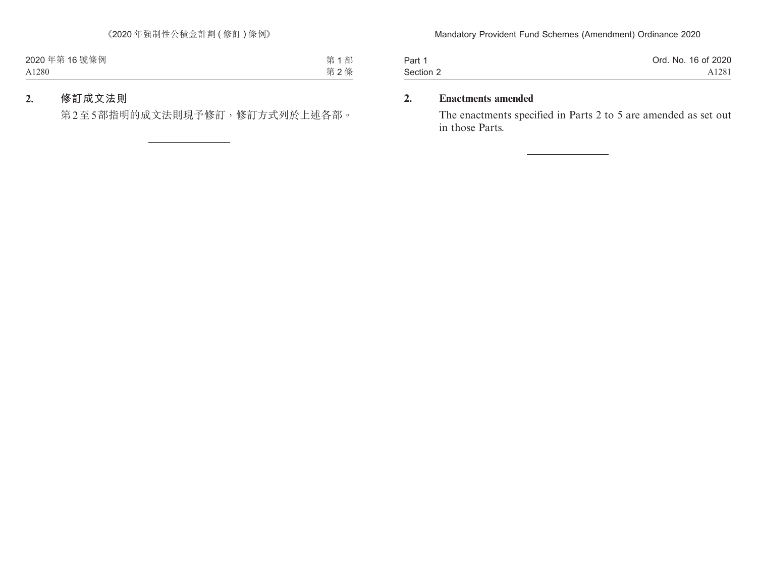**2. 修訂成文法則**

第2至5部指明的成文法則現予修訂，修訂方式列於上述各部。

---

**2. Enactments amended**

The enactments specified in Parts 2 to 5 are amended as set out in those Parts.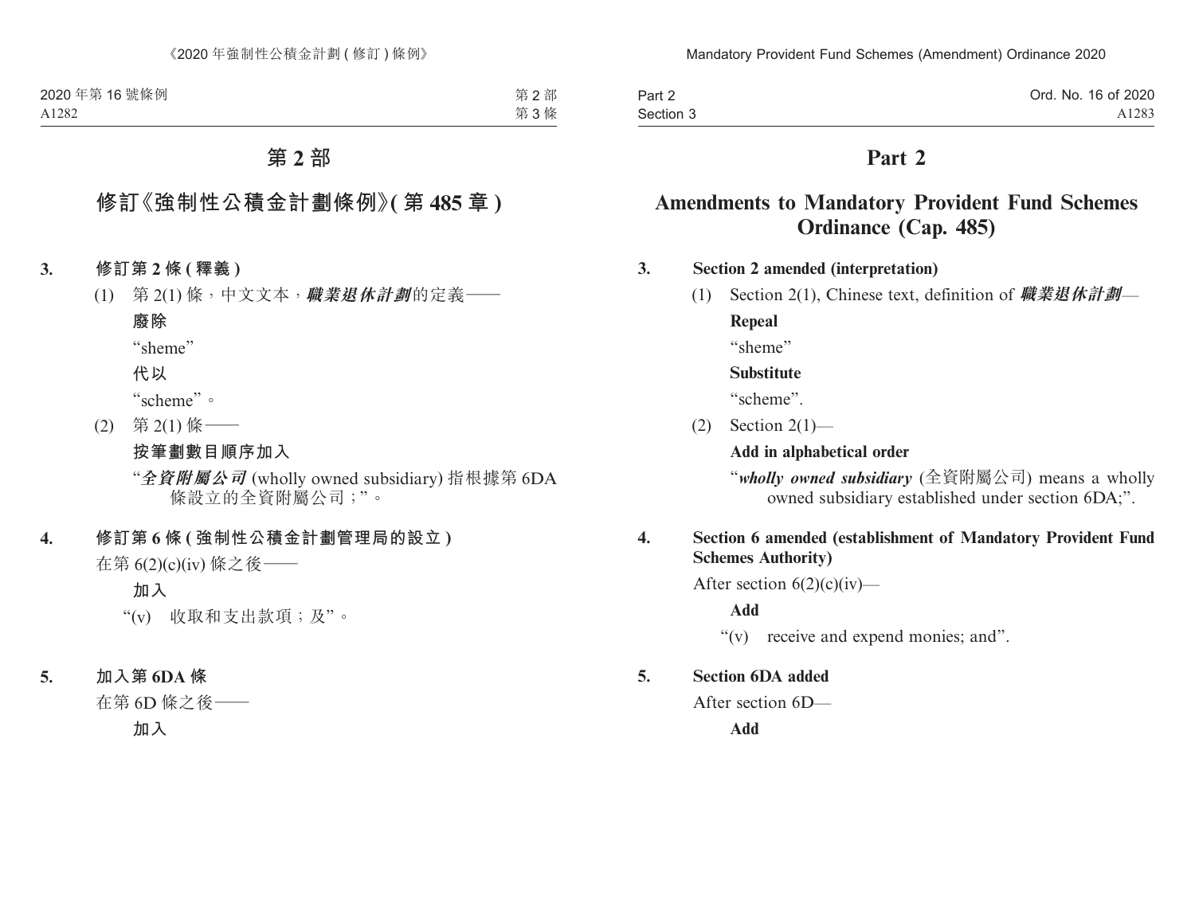# 第 2 部

## 修訂《強制性公積金計劃條例》(第 485 章)

**3. 修訂第 2 條 (釋義)**

(1) 第 2(1) 條，中文文本，***職業退休計劃***的定義——

**廢除**

“sheme”

**代以**

“scheme”。

(2) 第 2(1) 條——

**按筆劃數目順序加入**

“***全資附屬公司*** (wholly owned subsidiary) 指根據第 6DA 條設立的全資附屬公司；”。

**4. 修訂第 6 條 (強制性公積金計劃管理局的設立)**

在第 6(2)(c)(iv) 條之後——

**加入**

“(v) 收取和支出款項；及”。

**5. 加入第 6DA 條**

在第 6D 條之後——

**加入**

# Part 2

## Amendments to Mandatory Provident Fund Schemes Ordinance (Cap. 485)

**3. Section 2 amended (interpretation)**

(1) Section 2(1), Chinese text, definition of ***職業退休計劃***—

**Repeal**

“sheme”

**Substitute**

“scheme”.

(2) Section 2(1)—

**Add in alphabetical order**

“***wholly owned subsidiary*** (全資附屬公司) means a wholly owned subsidiary established under section 6DA;”.

**4. Section 6 amended (establishment of Mandatory Provident Fund Schemes Authority)**

After section 6(2)(c)(iv)—

**Add**

“(v) receive and expend monies; and”.

**5. Section 6DA added**

After section 6D—

**Add**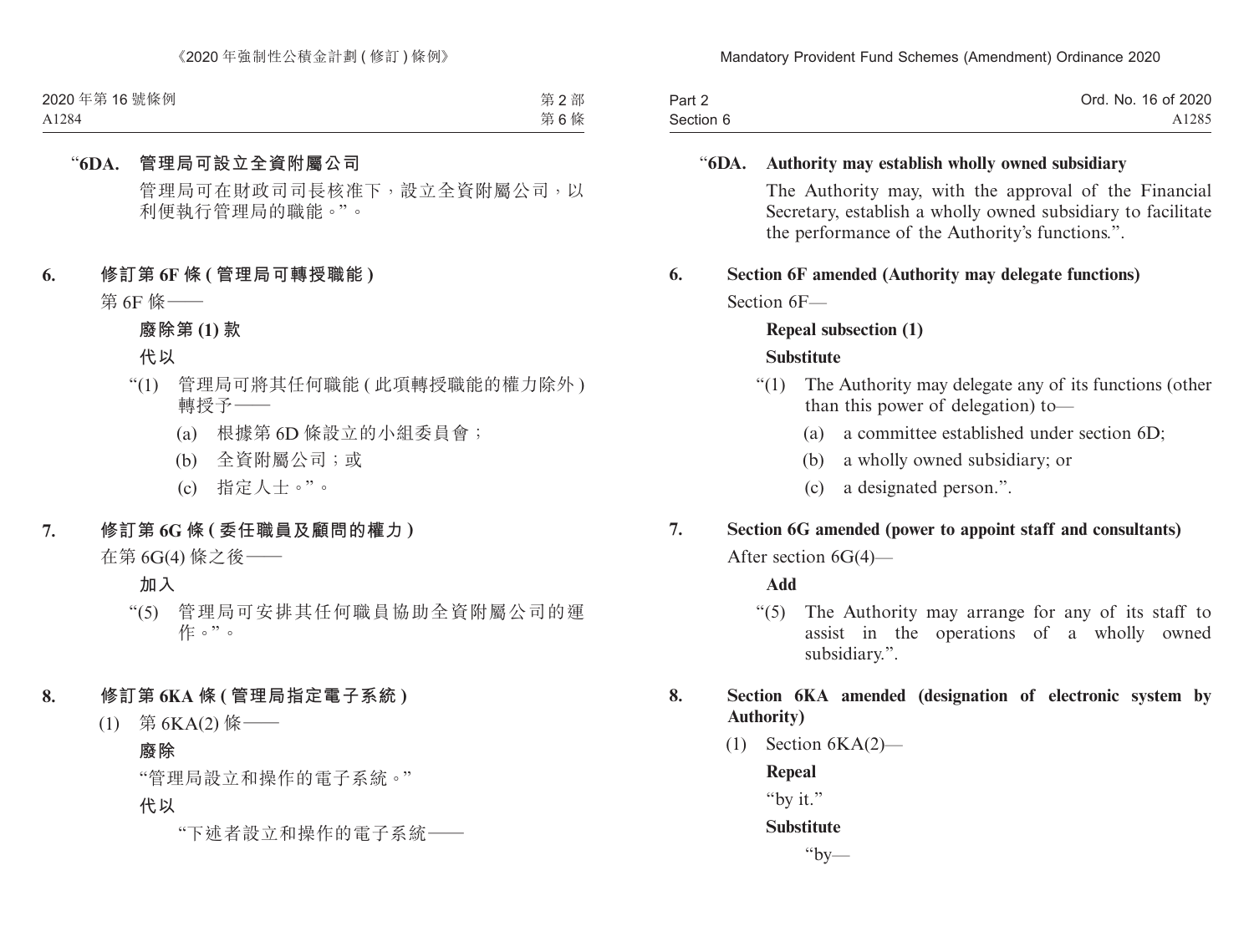“**6DA. 管理局可設立全資附屬公司**

管理局可在財政司司長核准下，設立全資附屬公司，以利便執行管理局的職能。”。

**6. 修訂第 6F 條 (管理局可轉授職能)**

第 6F 條——

**廢除第 (1) 款**

**代以**

“(1) 管理局可將其任何職能 (此項轉授職能的權力除外) 轉授予——

(a) 根據第 6D 條設立的小組委員會；

(b) 全資附屬公司；或

(c) 指定人士。”。

**7. 修訂第 6G 條 (委任職員及顧問的權力)**

在第 6G(4) 條之後——

**加入**

“(5) 管理局可安排其任何職員協助全資附屬公司的運作。”。

**8. 修訂第 6KA 條 (管理局指定電子系統)**

(1) 第 6KA(2) 條——

**廢除**

“管理局設立和操作的電子系統。”

**代以**

“下述者設立和操作的電子系統——

“**6DA. Authority may establish wholly owned subsidiary**

The Authority may, with the approval of the Financial Secretary, establish a wholly owned subsidiary to facilitate the performance of the Authority’s functions.”.

**6. Section 6F amended (Authority may delegate functions)**

Section 6F—

**Repeal subsection (1)**

**Substitute**

“(1) The Authority may delegate any of its functions (other than this power of delegation) to—

(a) a committee established under section 6D;

(b) a wholly owned subsidiary; or

(c) a designated person.”.

**7. Section 6G amended (power to appoint staff and consultants)**

After section 6G(4)—

**Add**

“(5) The Authority may arrange for any of its staff to assist in the operations of a wholly owned subsidiary.”.

**8. Section 6KA amended (designation of electronic system by Authority)**

(1) Section 6KA(2)—

**Repeal**

“by it.”

**Substitute**

“by—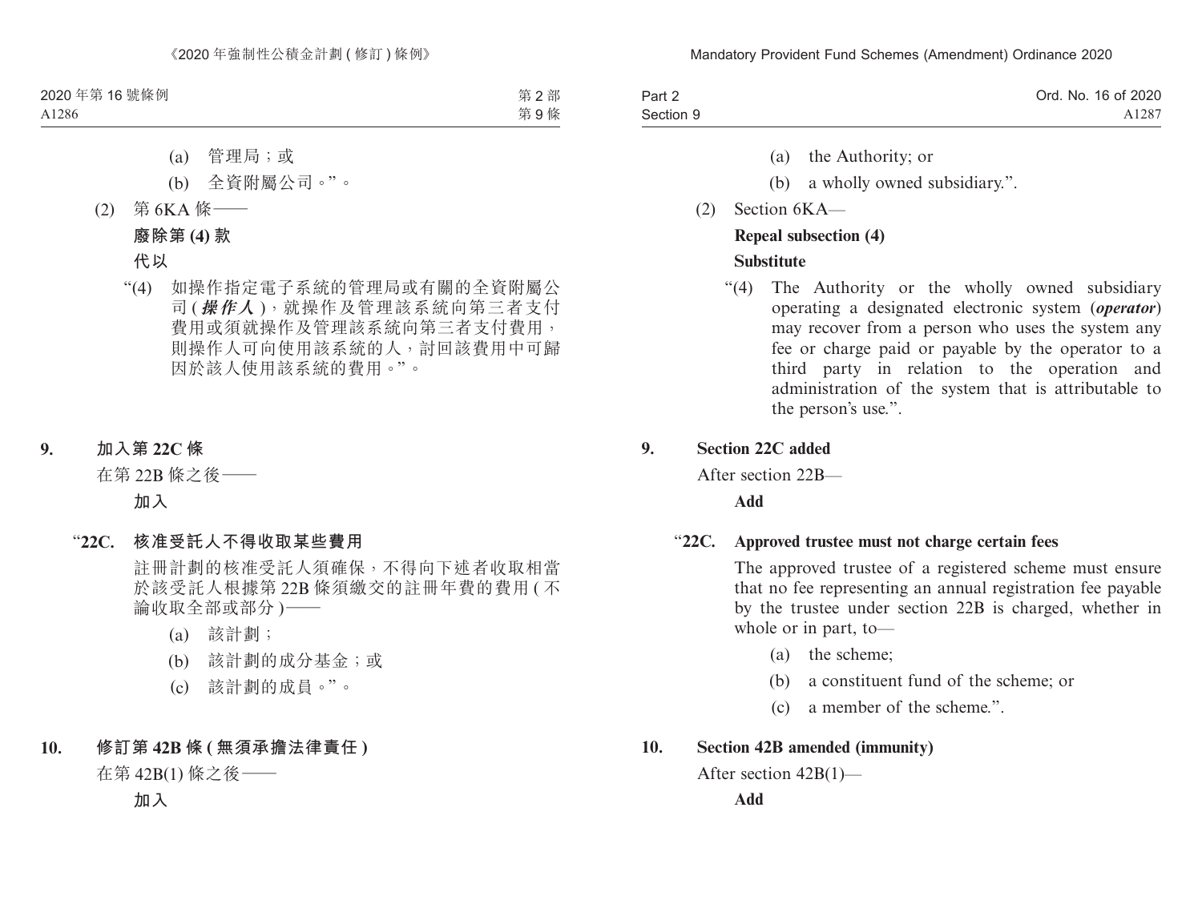(a) 管理局；或

(b) 全資附屬公司。”。

(2) 第 6KA 條——

**廢除第 (4) 款**

**代以**

“(4) 如操作指定電子系統的管理局或有關的全資附屬公司 (***操作人***)，就操作及管理該系統向第三者支付費用或須就操作及管理該系統向第三者支付費用，則操作人可向使用該系統的人，討回該費用中可歸因於該人使用該系統的費用。”。

**9. 加入第 22C 條**

在第 22B 條之後——

**加入**

“**22C. 核准受託人不得收取某些費用**

註冊計劃的核准受託人須確保，不得向下述者收取相當於該受託人根據第 22B 條須繳交的註冊年費的費用 (不論收取全部或部分)——

(a) 該計劃；

(b) 該計劃的成分基金；或

(c) 該計劃的成員。”。

**10. 修訂第 42B 條 (無須承擔法律責任)**

在第 42B(1) 條之後——

**加入**

---

(a) the Authority; or

(b) a wholly owned subsidiary.”.

(2) Section 6KA—

**Repeal subsection (4)**

**Substitute**

“(4) The Authority or the wholly owned subsidiary operating a designated electronic system (***operator***) may recover from a person who uses the system any fee or charge paid or payable by the operator to a third party in relation to the operation and administration of the system that is attributable to the person’s use.”.

**9. Section 22C added**

After section 22B—

**Add**

“**22C. Approved trustee must not charge certain fees**

The approved trustee of a registered scheme must ensure that no fee representing an annual registration fee payable by the trustee under section 22B is charged, whether in whole or in part, to—

(a) the scheme;

(b) a constituent fund of the scheme; or

(c) a member of the scheme.”.

**10. Section 42B amended (immunity)**

After section 42B(1)—

**Add**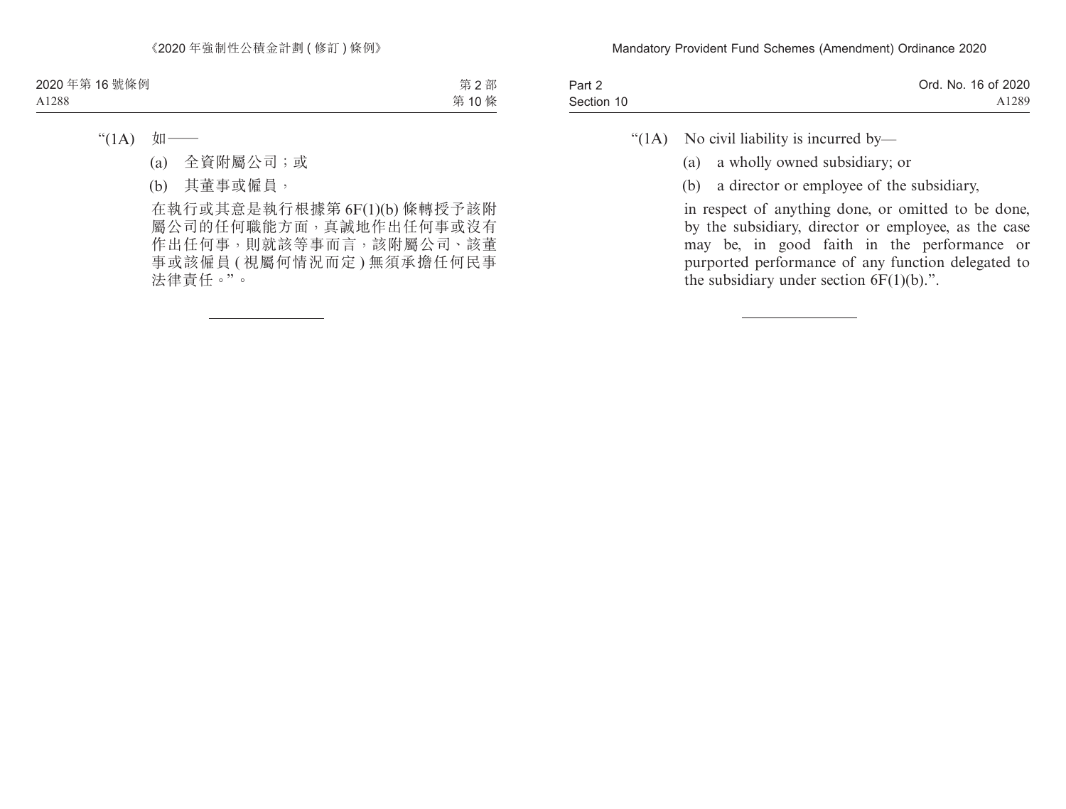“(1A) 如——

(a) 全資附屬公司；或

(b) 其董事或僱員，

在執行或其意是執行根據第 6F(1)(b) 條轉授予該附屬公司的任何職能方面，真誠地作出任何事或沒有作出任何事，則就該等事而言，該附屬公司、該董事或該僱員 (視屬何情況而定) 無須承擔任何民事法律責任。”。

---

“(1A) No civil liability is incurred by—

(a) a wholly owned subsidiary; or

(b) a director or employee of the subsidiary,

in respect of anything done, or omitted to be done, by the subsidiary, director or employee, as the case may be, in good faith in the performance or purported performance of any function delegated to the subsidiary under section 6F(1)(b).”.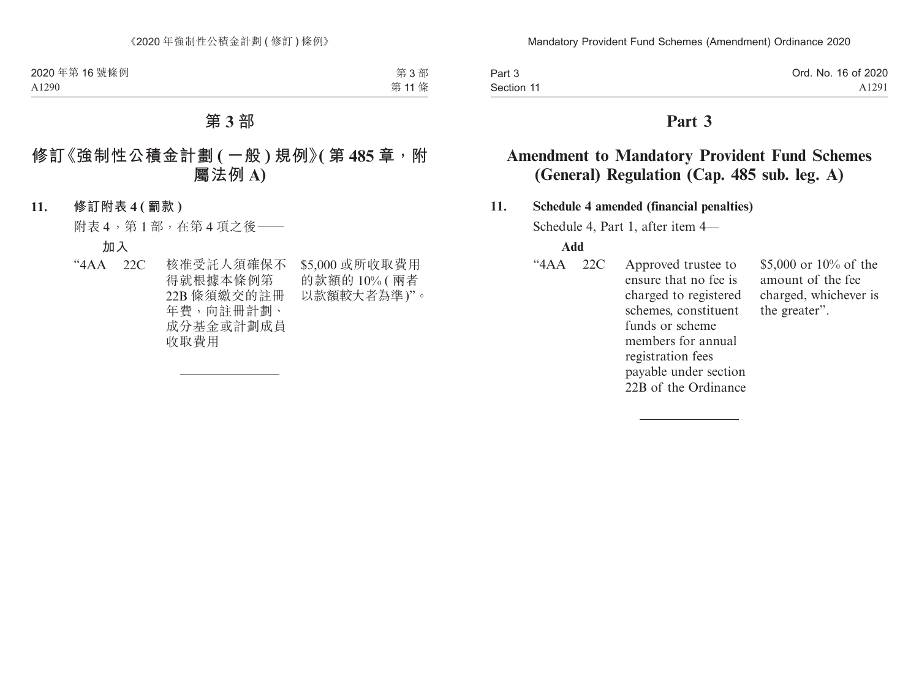# 第 3 部

## 修訂《強制性公積金計劃 (一般) 規例》(第 485 章，附屬法例 A)

**11. 修訂附表 4 (罰款)**

附表 4，第 1 部，在第 4 項之後——

**加入**

| | | | |
|---|---|---|---|
| “4AA | 22C | 核准受託人須確保不得就根據本條例第 22B 條須繳交的註冊年費，向註冊計劃、成分基金或計劃成員收取費用 | $5,000 或所收取費用的款額的 10% (兩者以款額較大者為準)”。 |

# Part 3

## Amendment to Mandatory Provident Fund Schemes (General) Regulation (Cap. 485 sub. leg. A)

**11. Schedule 4 amended (financial penalties)**

Schedule 4, Part 1, after item 4—

**Add**

| | | | |
|---|---|---|---|
| “4AA | 22C | Approved trustee to ensure that no fee is charged to registered schemes, constituent funds or scheme members for annual registration fees payable under section 22B of the Ordinance | $5,000 or 10% of the amount of the fee charged, whichever is the greater”. |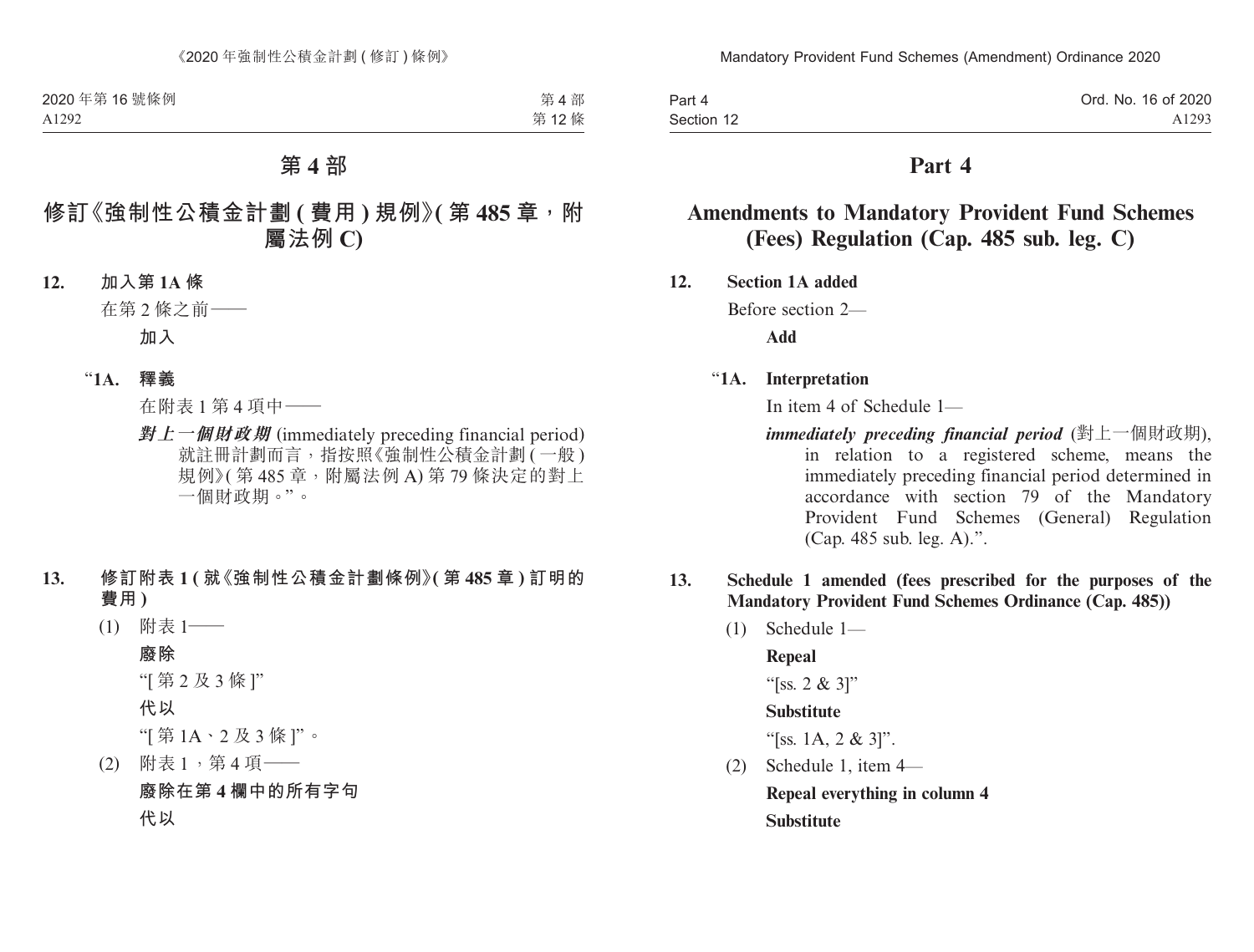# 第 4 部

## 修訂《強制性公積金計劃 (費用) 規例》(第 485 章，附屬法例 C)

**12. 加入第 1A 條**

在第 2 條之前——

**加入**

“**1A. 釋義**

在附表 1 第 4 項中——

***對上一個財政期*** (immediately preceding financial period) 就註冊計劃而言，指按照《強制性公積金計劃 (一般) 規例》(第 485 章，附屬法例 A) 第 79 條決定的對上一個財政期。”。

**13. 修訂附表 1 (就《強制性公積金計劃條例》(第 485 章) 訂明的費用)**

(1) 附表 1——

**廢除**

“[ 第 2 及 3 條 ]”

**代以**

“[ 第 1A、2 及 3 條 ]”。

(2) 附表 1，第 4 項——

**廢除在第 4 欄中的所有字句**

**代以**

# Part 4

## Amendments to Mandatory Provident Fund Schemes (Fees) Regulation (Cap. 485 sub. leg. C)

**12. Section 1A added**

Before section 2—

**Add**

“**1A. Interpretation**

In item 4 of Schedule 1—

***immediately preceding financial period*** (對上一個財政期), in relation to a registered scheme, means the immediately preceding financial period determined in accordance with section 79 of the Mandatory Provident Fund Schemes (General) Regulation (Cap. 485 sub. leg. A).”.

**13. Schedule 1 amended (fees prescribed for the purposes of the Mandatory Provident Fund Schemes Ordinance (Cap. 485))**

(1) Schedule 1—

**Repeal**

“[ss. 2 & 3]”

**Substitute**

“[ss. 1A, 2 & 3]”.

(2) Schedule 1, item 4—

**Repeal everything in column 4**

**Substitute**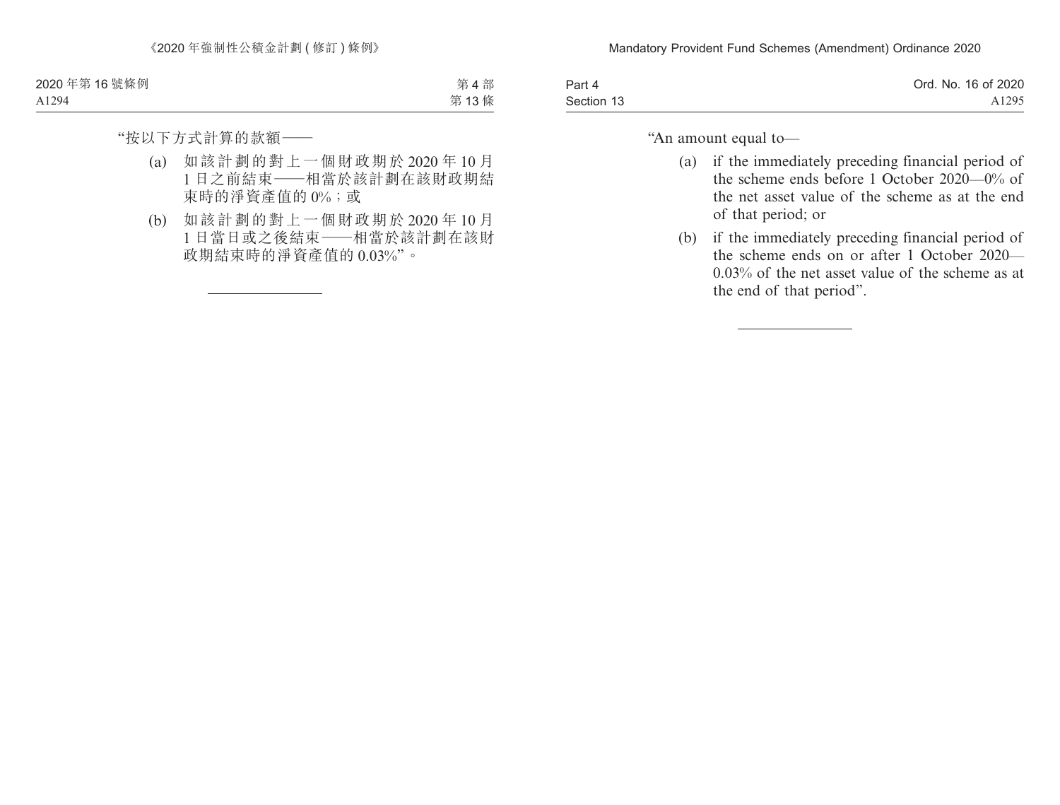“按以下方式計算的款額——

(a) 如該計劃的對上一個財政期於 2020 年 10 月 1 日之前結束——相當於該計劃在該財政期結束時的淨資產值的 0%；或

(b) 如該計劃的對上一個財政期於 2020 年 10 月 1 日當日或之後結束——相當於該計劃在該財政期結束時的淨資產值的 0.03%”。

---

“An amount equal to—

(a) if the immediately preceding financial period of the scheme ends before 1 October 2020—0% of the net asset value of the scheme as at the end of that period; or

(b) if the immediately preceding financial period of the scheme ends on or after 1 October 2020—0.03% of the net asset value of the scheme as at the end of that period”.

---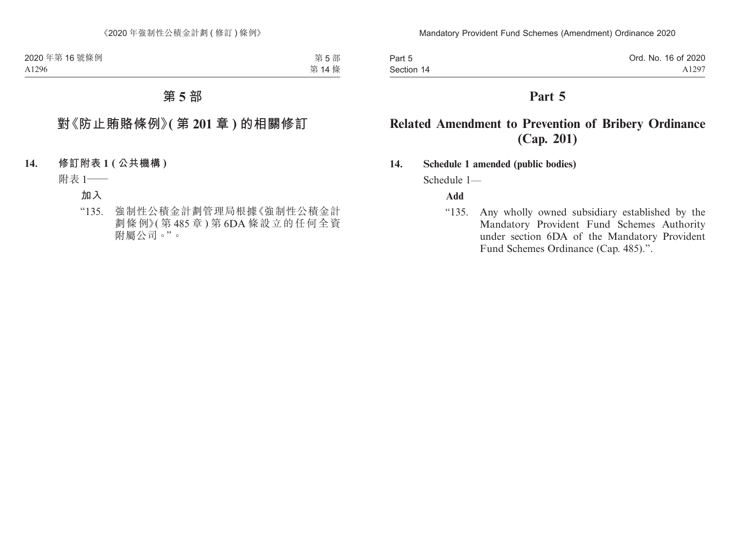# 第 5 部

## 對《防止賄賂條例》(第 201 章) 的相關修訂

**14. 修訂附表 1 (公共機構)**

附表 1——

**加入**

“135. 強制性公積金計劃管理局根據《強制性公積金計劃條例》(第 485 章) 第 6DA 條設立的任何全資附屬公司。”。

# Part 5

## Related Amendment to Prevention of Bribery Ordinance (Cap. 201)

**14. Schedule 1 amended (public bodies)**

Schedule 1—

**Add**

“135. Any wholly owned subsidiary established by the Mandatory Provident Fund Schemes Authority under section 6DA of the Mandatory Provident Fund Schemes Ordinance (Cap. 485).”.